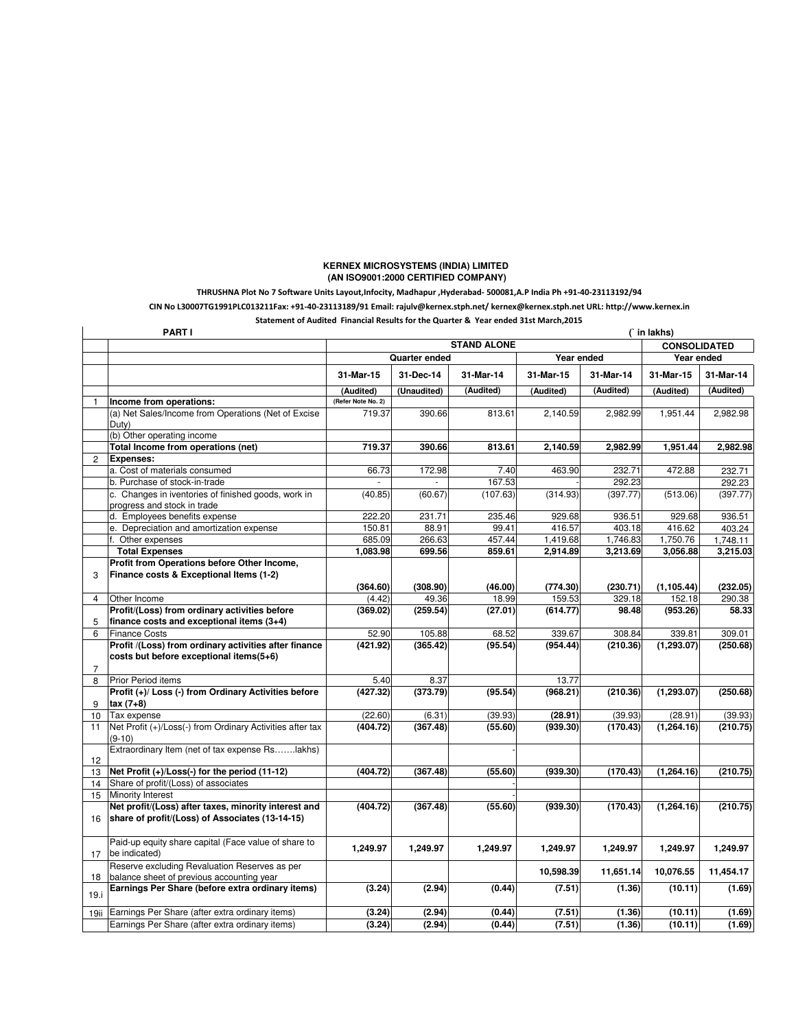**KERNEX MICROSYSTEMS (INDIA) LIMITED**
**(AN ISO9001:2000 CERTIFIED COMPANY)**

**THRUSHNA Plot No 7 Software Units Layout,Infocity, Madhapur ,Hyderabad- 500081,A.P India Ph +91-40-23113192/94**

**CIN No L30007TG1991PLC013211Fax: +91-40-23113189/91 Email: rajulv@kernex.stph.net/ kernex@kernex.stph.net URL: http://www.kernex.in**

**Statement of Audited Financial Results for the Quarter & Year ended 31st March,2015**

| | **PART I** | | | | | | | (` in lakhs) |
|---|---|---|---|---|---|---|---|---|
| | | **STAND ALONE** | | | | | **CONSOLIDATED** | |
| | | **Quarter ended** | | | **Year ended** | | **Year ended** | |
| | | **31-Mar-15** | **31-Dec-14** | **31-Mar-14** | **31-Mar-15** | **31-Mar-14** | **31-Mar-15** | **31-Mar-14** |
| | | **(Audited)** (Refer Note No. 2) | **(Unaudited)** | **(Audited)** | **(Audited)** | **(Audited)** | **(Audited)** | **(Audited)** |
| 1 | **Income from operations:** | | | | | | | |
| | (a) Net Sales/Income from Operations (Net of Excise Duty) | 719.37 | 390.66 | 813.61 | 2,140.59 | 2,982.99 | 1,951.44 | 2,982.98 |
| | (b) Other operating income | | | | | | | |
| | **Total Income from operations (net)** | **719.37** | **390.66** | **813.61** | **2,140.59** | **2,982.99** | **1,951.44** | **2,982.98** |
| 2 | **Expenses:** | | | | | | | |
| | a. Cost of materials consumed | 66.73 | 172.98 | 7.40 | 463.90 | 232.71 | 472.88 | 232.71 |
| | b. Purchase of stock-in-trade | - | - | 167.53 | - | 292.23 | | 292.23 |
| | c. Changes in iventories of finished goods, work in progress and stock in trade | (40.85) | (60.67) | (107.63) | (314.93) | (397.77) | (513.06) | (397.77) |
| | d. Employees benefits expense | 222.20 | 231.71 | 235.46 | 929.68 | 936.51 | 929.68 | 936.51 |
| | e. Depreciation and amortization expense | 150.81 | 88.91 | 99.41 | 416.57 | 403.18 | 416.62 | 403.24 |
| | f. Other expenses | 685.09 | 266.63 | 457.44 | 1,419.68 | 1,746.83 | 1,750.76 | 1,748.11 |
| | **Total Expenses** | **1,083.98** | **699.56** | **859.61** | **2,914.89** | **3,213.69** | **3,056.88** | **3,215.03** |
| 3 | **Profit from Operations before Other Income, Finance costs & Exceptional Items (1-2)** | **(364.60)** | **(308.90)** | **(46.00)** | **(774.30)** | **(230.71)** | **(1,105.44)** | **(232.05)** |
| 4 | Other Income | (4.42) | 49.36 | 18.99 | 159.53 | 329.18 | 152.18 | 290.38 |
| 5 | **Profit/(Loss) from ordinary activities before finance costs and exceptional items (3+4)** | **(369.02)** | **(259.54)** | **(27.01)** | **(614.77)** | **98.48** | **(953.26)** | **58.33** |
| 6 | Finance Costs | 52.90 | 105.88 | 68.52 | 339.67 | 308.84 | 339.81 | 309.01 |
| 7 | **Profit /(Loss) from ordinary activities after finance costs but before exceptional items(5+6)** | **(421.92)** | **(365.42)** | **(95.54)** | **(954.44)** | **(210.36)** | **(1,293.07)** | **(250.68)** |
| 8 | Prior Period items | 5.40 | 8.37 | | 13.77 | | | |
| 9 | **Profit (+)/ Loss (-) from Ordinary Activities before tax (7+8)** | **(427.32)** | **(373.79)** | **(95.54)** | **(968.21)** | **(210.36)** | **(1,293.07)** | **(250.68)** |
| 10 | Tax expense | (22.60) | (6.31) | (39.93) | **(28.91)** | (39.93) | (28.91) | (39.93) |
| 11 | Net Profit (+)/Loss(-) from Ordinary Activities after tax (9-10) | **(404.72)** | **(367.48)** | **(55.60)** | **(939.30)** | **(170.43)** | **(1,264.16)** | **(210.75)** |
| 12 | Extraordinary Item (net of tax expense Rs…….lakhs) | | | - | | | | |
| 13 | **Net Profit (+)/Loss(-) for the period (11-12)** | **(404.72)** | **(367.48)** | **(55.60)** | **(939.30)** | **(170.43)** | **(1,264.16)** | **(210.75)** |
| 14 | Share of profit/(Loss) of associates | | | - | | | | |
| 15 | Minority Interest | | | - | | | | |
| 16 | **Net profit/(Loss) after taxes, minority interest and share of profit/(Loss) of Associates (13-14-15)** | **(404.72)** | **(367.48)** | **(55.60)** | **(939.30)** | **(170.43)** | **(1,264.16)** | **(210.75)** |
| 17 | Paid-up equity share capital (Face value of share to be indicated) | **1,249.97** | **1,249.97** | **1,249.97** | **1,249.97** | **1,249.97** | **1,249.97** | **1,249.97** |
| 18 | Reserve excluding Revaluation Reserves as per balance sheet of previous accounting year | | | | **10,598.39** | **11,651.14** | **10,076.55** | **11,454.17** |
| 19.i | **Earnings Per Share (before extra ordinary items)** | **(3.24)** | **(2.94)** | **(0.44)** | **(7.51)** | **(1.36)** | **(10.11)** | **(1.69)** |
| 19ii | Earnings Per Share (after extra ordinary items) | **(3.24)** | **(2.94)** | **(0.44)** | **(7.51)** | **(1.36)** | **(10.11)** | **(1.69)** |
| | Earnings Per Share (after extra ordinary items) | **(3.24)** | **(2.94)** | **(0.44)** | **(7.51)** | **(1.36)** | **(10.11)** | **(1.69)** |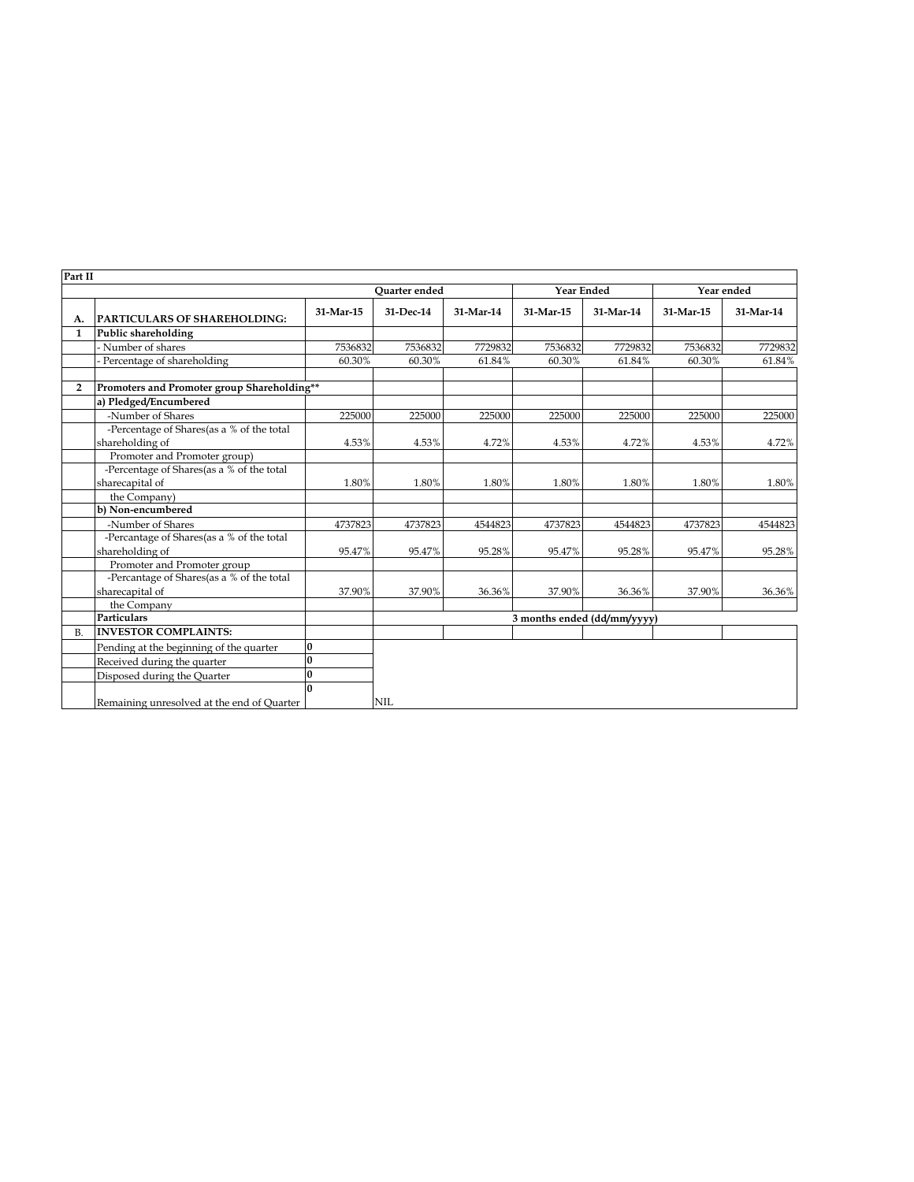| Part II | | | | | | | | |
|---|---|---|---|---|---|---|---|---|
| | | Quarter ended | | | Year Ended | | Year ended | |
| A. | PARTICULARS OF SHAREHOLDING: | 31-Mar-15 | 31-Dec-14 | 31-Mar-14 | 31-Mar-15 | 31-Mar-14 | 31-Mar-15 | 31-Mar-14 |
| 1 | **Public shareholding** | | | | | | | |
| | - Number of shares | 7536832 | 7536832 | 7729832 | 7536832 | 7729832 | 7536832 | 7729832 |
| | - Percentage of shareholding | 60.30% | 60.30% | 61.84% | 60.30% | 61.84% | 60.30% | 61.84% |
| | | | | | | | | |
| 2 | **Promoters and Promoter group Shareholding**** | | | | | | | |
| | **a) Pledged/Encumbered** | | | | | | | |
| | -Number of Shares | 225000 | 225000 | 225000 | 225000 | 225000 | 225000 | 225000 |
| | -Percentage of Shares(as a % of the total shareholding of Promoter and Promoter group) | 4.53% | 4.53% | 4.72% | 4.53% | 4.72% | 4.53% | 4.72% |
| | -Percentage of Shares(as a % of the total sharecapital of the Company) | 1.80% | 1.80% | 1.80% | 1.80% | 1.80% | 1.80% | 1.80% |
| | **b) Non-encumbered** | | | | | | | |
| | -Number of Shares | 4737823 | 4737823 | 4544823 | 4737823 | 4544823 | 4737823 | 4544823 |
| | -Percantage of Shares(as a % of the total shareholding of Promoter and Promoter group | 95.47% | 95.47% | 95.28% | 95.47% | 95.28% | 95.47% | 95.28% |
| | -Percantage of Shares(as a % of the total sharecapital of the Company | 37.90% | 37.90% | 36.36% | 37.90% | 36.36% | 37.90% | 36.36% |
| | **Particulars** | | | | 3 months ended (dd/mm/yyyy) | | | |
| B. | **INVESTOR COMPLAINTS:** | | | | | | | |
| | Pending at the beginning of the quarter | 0 | | | | | | |
| | Received during the quarter | 0 | | | | | | |
| | Disposed during the Quarter | 0 | | | | | | |
| | Remaining unresolved at the end of Quarter | 0 | NIL | | | | | |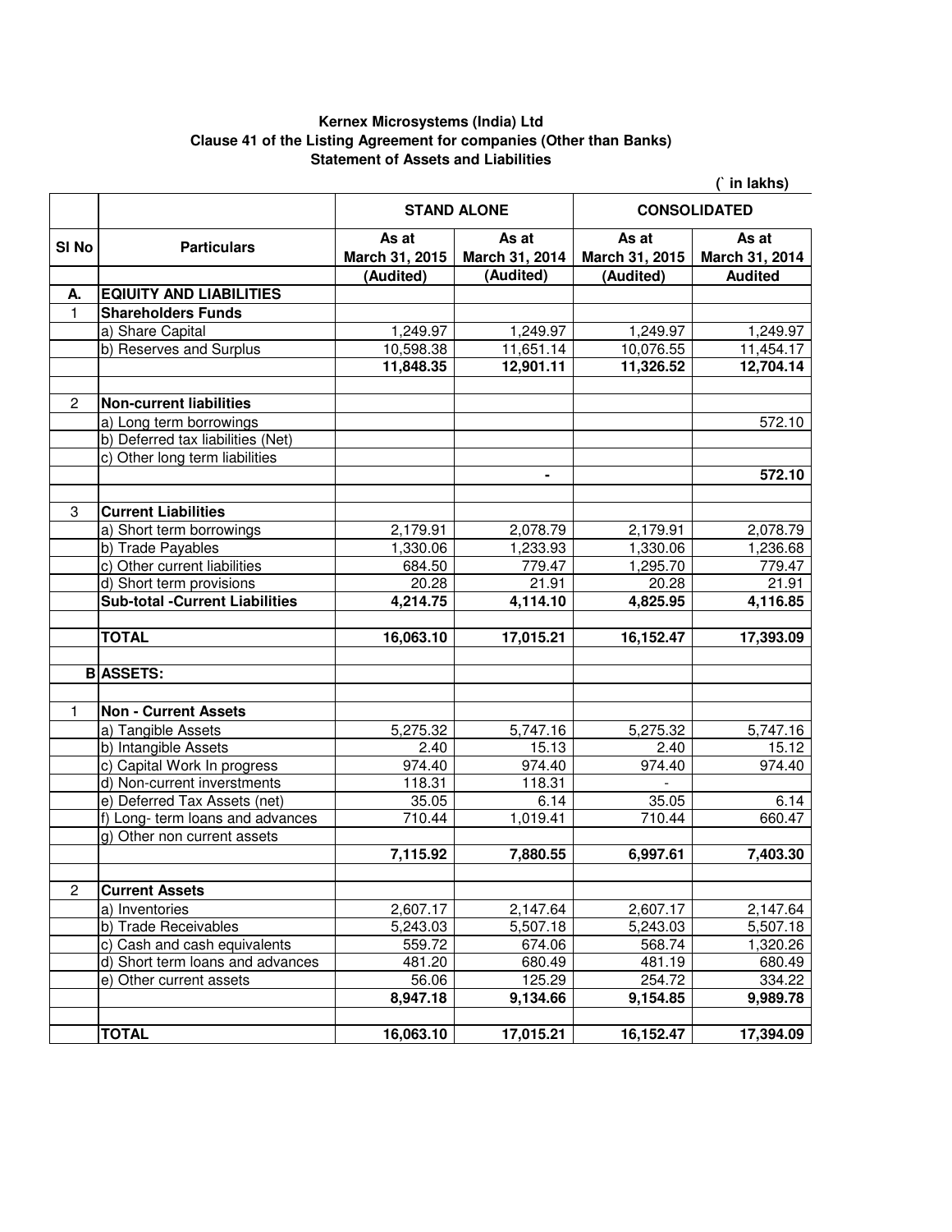**Kernex Microsystems (India) Ltd**
**Clause 41 of the Listing Agreement for companies (Other than Banks)**
**Statement of Assets and Liabilities**

(` in lakhs)

| Sl No | Particulars | STAND ALONE | | CONSOLIDATED | |
|---|---|---|---|---|---|
| | | As at March 31, 2015 | As at March 31, 2014 | As at March 31, 2015 | As at March 31, 2014 |
| | | (Audited) | (Audited) | (Audited) | Audited |
| **A.** | **EQIUITY AND LIABILITIES** | | | | |
| 1 | **Shareholders Funds** | | | | |
| | a) Share Capital | 1,249.97 | 1,249.97 | 1,249.97 | 1,249.97 |
| | b) Reserves and Surplus | 10,598.38 | 11,651.14 | 10,076.55 | 11,454.17 |
| | | **11,848.35** | **12,901.11** | **11,326.52** | **12,704.14** |
| | | | | | |
| 2 | **Non-current liabilities** | | | | |
| | a) Long term borrowings | | | | 572.10 |
| | b) Deferred tax liabilities (Net) | | | | |
| | c) Other long term liabilities | | | | |
| | | | **-** | | **572.10** |
| | | | | | |
| 3 | **Current Liabilities** | | | | |
| | a) Short term borrowings | 2,179.91 | 2,078.79 | 2,179.91 | 2,078.79 |
| | b) Trade Payables | 1,330.06 | 1,233.93 | 1,330.06 | 1,236.68 |
| | c) Other current liabilities | 684.50 | 779.47 | 1,295.70 | 779.47 |
| | d) Short term provisions | 20.28 | 21.91 | 20.28 | 21.91 |
| | **Sub-total -Current Liabilities** | **4,214.75** | **4,114.10** | **4,825.95** | **4,116.85** |
| | | | | | |
| | **TOTAL** | **16,063.10** | **17,015.21** | **16,152.47** | **17,393.09** |
| | | | | | |
| **B** | **ASSETS:** | | | | |
| | | | | | |
| 1 | **Non - Current Assets** | | | | |
| | a) Tangible Assets | 5,275.32 | 5,747.16 | 5,275.32 | 5,747.16 |
| | b) Intangible Assets | 2.40 | 15.13 | 2.40 | 15.12 |
| | c) Capital Work In progress | 974.40 | 974.40 | 974.40 | 974.40 |
| | d) Non-current inverstments | 118.31 | 118.31 | - | |
| | e) Deferred Tax Assets (net) | 35.05 | 6.14 | 35.05 | 6.14 |
| | f) Long- term loans and advances | 710.44 | 1,019.41 | 710.44 | 660.47 |
| | g) Other non current assets | | | | |
| | | **7,115.92** | **7,880.55** | **6,997.61** | **7,403.30** |
| | | | | | |
| 2 | **Current Assets** | | | | |
| | a) Inventories | 2,607.17 | 2,147.64 | 2,607.17 | 2,147.64 |
| | b) Trade Receivables | 5,243.03 | 5,507.18 | 5,243.03 | 5,507.18 |
| | c) Cash and cash equivalents | 559.72 | 674.06 | 568.74 | 1,320.26 |
| | d) Short term loans and advances | 481.20 | 680.49 | 481.19 | 680.49 |
| | e) Other current assets | 56.06 | 125.29 | 254.72 | 334.22 |
| | | **8,947.18** | **9,134.66** | **9,154.85** | **9,989.78** |
| | | | | | |
| | **TOTAL** | **16,063.10** | **17,015.21** | **16,152.47** | **17,394.09** |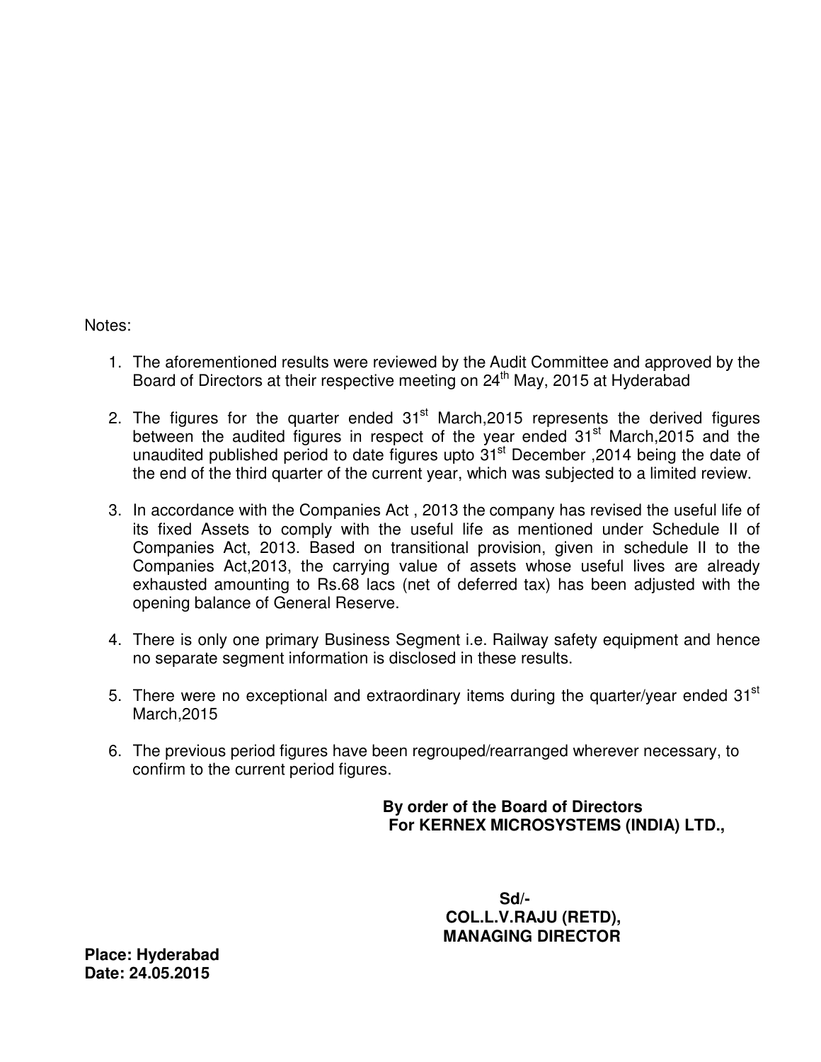Notes:

1. The aforementioned results were reviewed by the Audit Committee and approved by the Board of Directors at their respective meeting on 24th May, 2015 at Hyderabad

2. The figures for the quarter ended 31st March,2015 represents the derived figures between the audited figures in respect of the year ended 31st March,2015 and the unaudited published period to date figures upto 31st December ,2014 being the date of the end of the third quarter of the current year, which was subjected to a limited review.

3. In accordance with the Companies Act , 2013 the company has revised the useful life of its fixed Assets to comply with the useful life as mentioned under Schedule II of Companies Act, 2013. Based on transitional provision, given in schedule II to the Companies Act,2013, the carrying value of assets whose useful lives are already exhausted amounting to Rs.68 lacs (net of deferred tax) has been adjusted with the opening balance of General Reserve.

4. There is only one primary Business Segment i.e. Railway safety equipment and hence no separate segment information is disclosed in these results.

5. There were no exceptional and extraordinary items during the quarter/year ended 31st March,2015

6. The previous period figures have been regrouped/rearranged wherever necessary, to confirm to the current period figures.

**By order of the Board of Directors**
**For KERNEX MICROSYSTEMS (INDIA) LTD.,**

**Sd/-**
**COL.L.V.RAJU (RETD),**
**MANAGING DIRECTOR**

**Place: Hyderabad**
**Date: 24.05.2015**